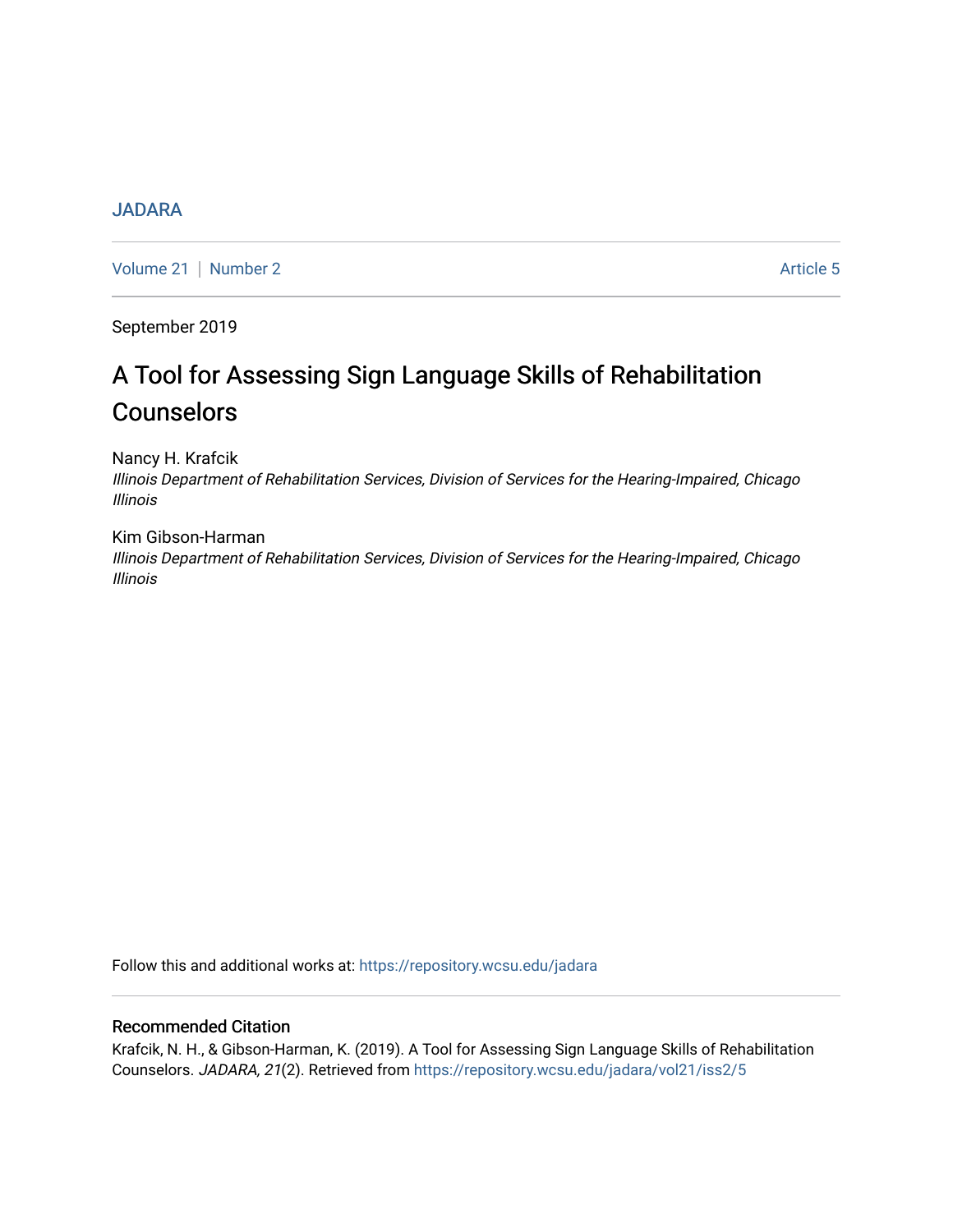JADARA

Volume 21 | Number 2 Article 5

September 2019

# A Tool for Assessing Sign Language Skills of Rehabilitation Counselors

Nancy H. Krafcik
*Illinois Department of Rehabilitation Services, Division of Services for the Hearing-Impaired, Chicago Illinois*

Kim Gibson-Harman
*Illinois Department of Rehabilitation Services, Division of Services for the Hearing-Impaired, Chicago Illinois*

Follow this and additional works at: https://repository.wcsu.edu/jadara

## Recommended Citation

Krafcik, N. H., & Gibson-Harman, K. (2019). A Tool for Assessing Sign Language Skills of Rehabilitation Counselors. *JADARA, 21*(2). Retrieved from https://repository.wcsu.edu/jadara/vol21/iss2/5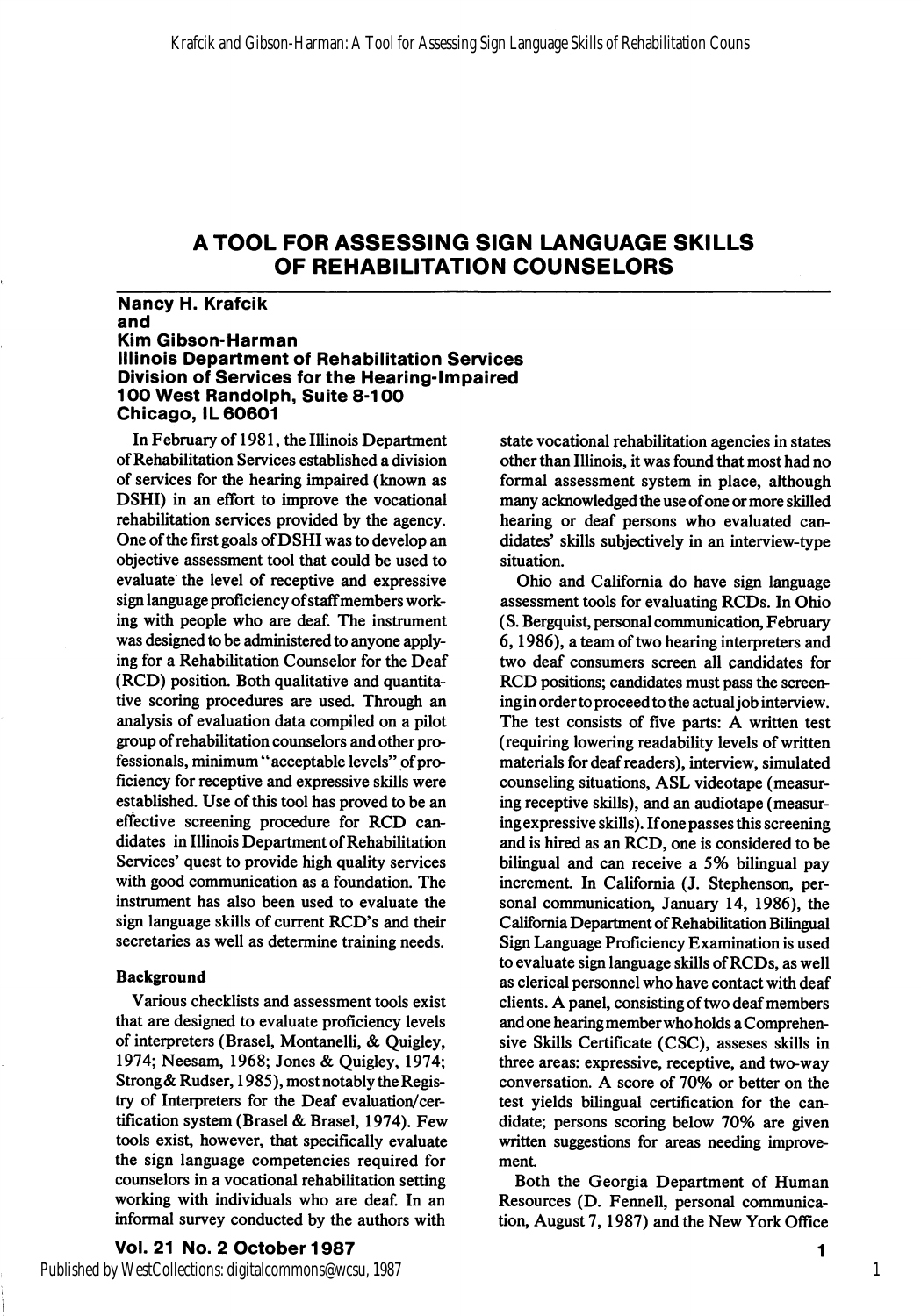# A TOOL FOR ASSESSING SIGN LANGUAGE SKILLS OF REHABILITATION COUNSELORS

**Nancy H. Krafcik**
**and**
**Kim Gibson-Harman**
**Illinois Department of Rehabilitation Services**
**Division of Services for the Hearing-Impaired**
**100 West Randolph, Suite 8-100**
**Chicago, IL 60601**

In February of 1981, the Illinois Department of Rehabilitation Services established a division of services for the hearing impaired (known as DSHI) in an effort to improve the vocational rehabilitation services provided by the agency. One of the first goals of DSHI was to develop an objective assessment tool that could be used to evaluate the level of receptive and expressive sign language proficiency of staff members working with people who are deaf. The instrument was designed to be administered to anyone applying for a Rehabilitation Counselor for the Deaf (RCD) position. Both qualitative and quantitative scoring procedures are used. Through an analysis of evaluation data compiled on a pilot group of rehabilitation counselors and other professionals, minimum "acceptable levels" of proficiency for receptive and expressive skills were established. Use of this tool has proved to be an effective screening procedure for RCD candidates in Illinois Department of Rehabilitation Services' quest to provide high quality services with good communication as a foundation. The instrument has also been used to evaluate the sign language skills of current RCD's and their secretaries as well as determine training needs.

### Background

Various checklists and assessment tools exist that are designed to evaluate proficiency levels of interpreters (Brasel, Montanelli, & Quigley, 1974; Neesam, 1968; Jones & Quigley, 1974; Strong & Rudser, 1985), most notably the Registry of Interpreters for the Deaf evaluation/certification system (Brasel & Brasel, 1974). Few tools exist, however, that specifically evaluate the sign language competencies required for counselors in a vocational rehabilitation setting working with individuals who are deaf. In an informal survey conducted by the authors with state vocational rehabilitation agencies in states other than Illinois, it was found that most had no formal assessment system in place, although many acknowledged the use of one or more skilled hearing or deaf persons who evaluated candidates' skills subjectively in an interview-type situation.

Ohio and California do have sign language assessment tools for evaluating RCDs. In Ohio (S. Bergquist, personal communication, February 6, 1986), a team of two hearing interpreters and two deaf consumers screen all candidates for RCD positions; candidates must pass the screening in order to proceed to the actual job interview. The test consists of five parts: A written test (requiring lowering readability levels of written materials for deaf readers), interview, simulated counseling situations, ASL videotape (measuring receptive skills), and an audiotape (measuring expressive skills). If one passes this screening and is hired as an RCD, one is considered to be bilingual and can receive a 5% bilingual pay increment. In California (J. Stephenson, personal communication, January 14, 1986), the California Department of Rehabilitation Bilingual Sign Language Proficiency Examination is used to evaluate sign language skills of RCDs, as well as clerical personnel who have contact with deaf clients. A panel, consisting of two deaf members and one hearing member who holds a Comprehensive Skills Certificate (CSC), asseses skills in three areas: expressive, receptive, and two-way conversation. A score of 70% or better on the test yields bilingual certification for the candidate; persons scoring below 70% are given written suggestions for areas needing improvement.

Both the Georgia Department of Human Resources (D. Fennell, personal communication, August 7, 1987) and the New York Office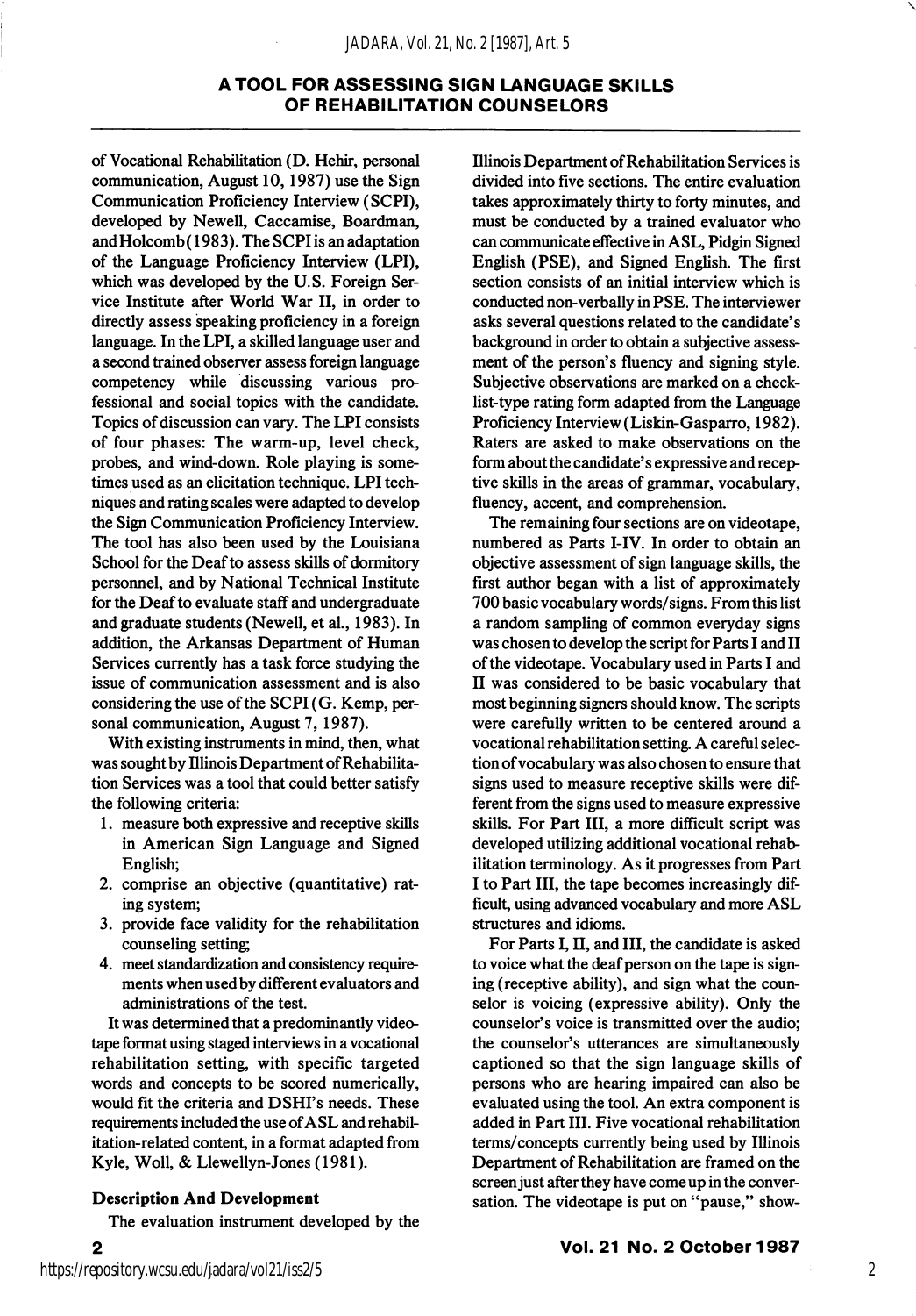of Vocational Rehabilitation (D. Hehir, personal communication, August 10, 1987) use the Sign Communication Proficiency Interview (SCPI), developed by Newell, Caccamise, Boardman, and Holcomb (1983). The SCPI is an adaptation of the Language Proficiency Interview (LPI), which was developed by the U.S. Foreign Service Institute after World War II, in order to directly assess speaking proficiency in a foreign language. In the LPI, a skilled language user and a second trained observer assess foreign language competency while discussing various professional and social topics with the candidate. Topics of discussion can vary. The LPI consists of four phases: The warm-up, level check, probes, and wind-down. Role playing is sometimes used as an elicitation technique. LPI techniques and rating scales were adapted to develop the Sign Communication Proficiency Interview. The tool has also been used by the Louisiana School for the Deaf to assess skills of dormitory personnel, and by National Technical Institute for the Deaf to evaluate staff and undergraduate and graduate students (Newell, et al., 1983). In addition, the Arkansas Department of Human Services currently has a task force studying the issue of communication assessment and is also considering the use of the SCPI (G. Kemp, personal communication, August 7, 1987).

With existing instruments in mind, then, what was sought by Illinois Department of Rehabilitation Services was a tool that could better satisfy the following criteria:

1. measure both expressive and receptive skills in American Sign Language and Signed English;
2. comprise an objective (quantitative) rating system;
3. provide face validity for the rehabilitation counseling setting;
4. meet standardization and consistency requirements when used by different evaluators and administrations of the test.

It was determined that a predominantly videotape format using staged interviews in a vocational rehabilitation setting, with specific targeted words and concepts to be scored numerically, would fit the criteria and DSHI's needs. These requirements included the use of ASL and rehabilitation-related content, in a format adapted from Kyle, Woll, & Llewellyn-Jones (1981).

### Description And Development

The evaluation instrument developed by the Illinois Department of Rehabilitation Services is divided into five sections. The entire evaluation takes approximately thirty to forty minutes, and must be conducted by a trained evaluator who can communicate effective in ASL, Pidgin Signed English (PSE), and Signed English. The first section consists of an initial interview which is conducted non-verbally in PSE. The interviewer asks several questions related to the candidate's background in order to obtain a subjective assessment of the person's fluency and signing style. Subjective observations are marked on a checklist-type rating form adapted from the Language Proficiency Interview (Liskin-Gasparro, 1982). Raters are asked to make observations on the form about the candidate's expressive and receptive skills in the areas of grammar, vocabulary, fluency, accent, and comprehension.

The remaining four sections are on videotape, numbered as Parts I-IV. In order to obtain an objective assessment of sign language skills, the first author began with a list of approximately 700 basic vocabulary words/signs. From this list a random sampling of common everyday signs was chosen to develop the script for Parts I and II of the videotape. Vocabulary used in Parts I and II was considered to be basic vocabulary that most beginning signers should know. The scripts were carefully written to be centered around a vocational rehabilitation setting. A careful selection of vocabulary was also chosen to ensure that signs used to measure receptive skills were different from the signs used to measure expressive skills. For Part III, a more difficult script was developed utilizing additional vocational rehabilitation terminology. As it progresses from Part I to Part III, the tape becomes increasingly difficult, using advanced vocabulary and more ASL structures and idioms.

For Parts I, II, and III, the candidate is asked to voice what the deaf person on the tape is signing (receptive ability), and sign what the counselor is voicing (expressive ability). Only the counselor's voice is transmitted over the audio; the counselor's utterances are simultaneously captioned so that the sign language skills of persons who are hearing impaired can also be evaluated using the tool. An extra component is added in Part III. Five vocational rehabilitation terms/concepts currently being used by Illinois Department of Rehabilitation are framed on the screen just after they have come up in the conversation. The videotape is put on "pause," show-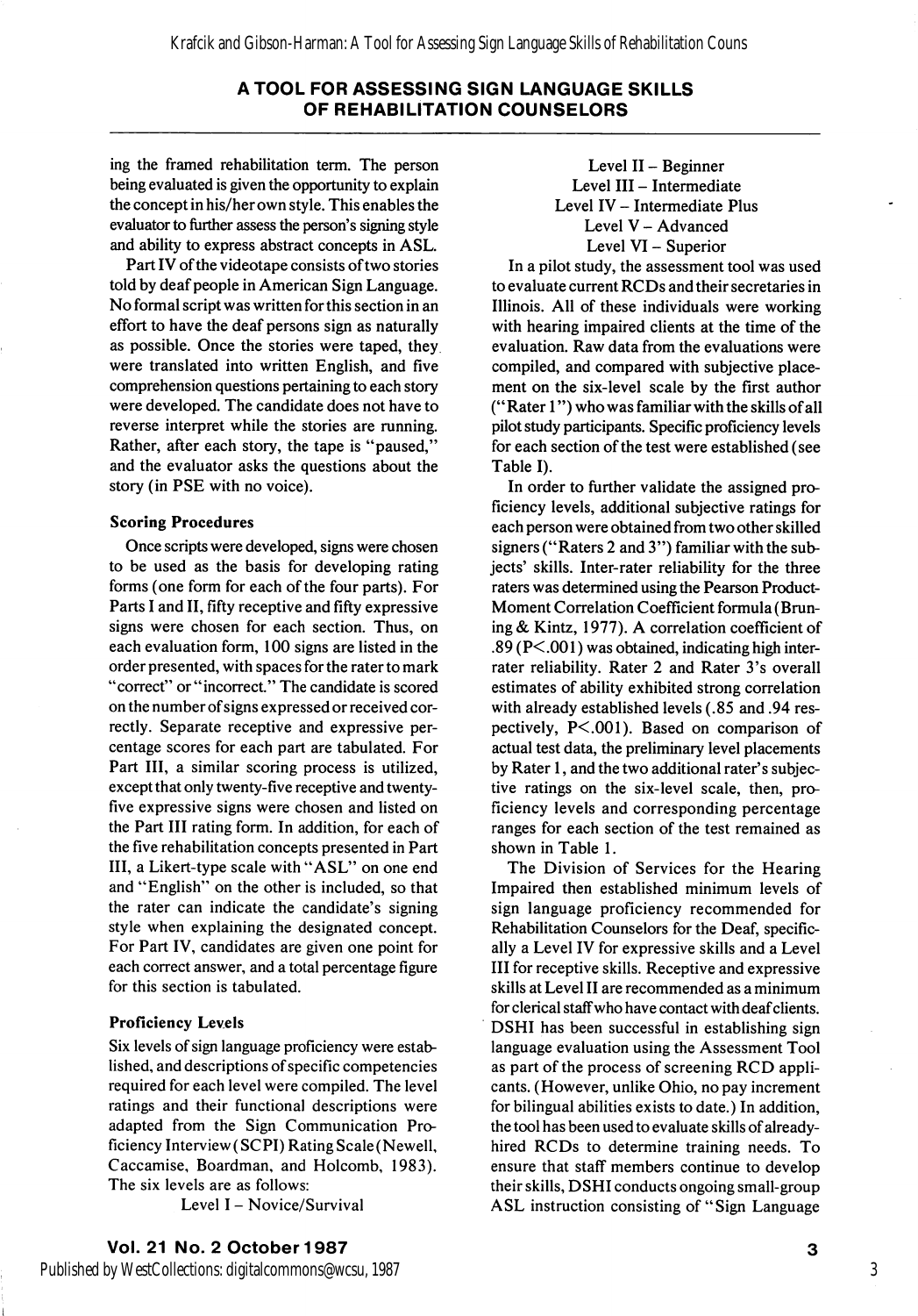ing the framed rehabilitation term. The person being evaluated is given the opportunity to explain the concept in his/her own style. This enables the evaluator to further assess the person's signing style and ability to express abstract concepts in ASL.

Part IV of the videotape consists of two stories told by deaf people in American Sign Language. No formal script was written for this section in an effort to have the deaf persons sign as naturally as possible. Once the stories were taped, they were translated into written English, and five comprehension questions pertaining to each story were developed. The candidate does not have to reverse interpret while the stories are running. Rather, after each story, the tape is "paused," and the evaluator asks the questions about the story (in PSE with no voice).

### Scoring Procedures

Once scripts were developed, signs were chosen to be used as the basis for developing rating forms (one form for each of the four parts). For Parts I and II, fifty receptive and fifty expressive signs were chosen for each section. Thus, on each evaluation form, 100 signs are listed in the order presented, with spaces for the rater to mark "correct" or "incorrect." The candidate is scored on the number of signs expressed or received correctly. Separate receptive and expressive percentage scores for each part are tabulated. For Part III, a similar scoring process is utilized, except that only twenty-five receptive and twenty-five expressive signs were chosen and listed on the Part III rating form. In addition, for each of the five rehabilitation concepts presented in Part III, a Likert-type scale with "ASL" on one end and "English" on the other is included, so that the rater can indicate the candidate's signing style when explaining the designated concept. For Part IV, candidates are given one point for each correct answer, and a total percentage figure for this section is tabulated.

### Proficiency Levels

Six levels of sign language proficiency were established, and descriptions of specific competencies required for each level were compiled. The level ratings and their functional descriptions were adapted from the Sign Communication Proficiency Interview (SCPI) Rating Scale (Newell, Caccamise, Boardman, and Holcomb, 1983). The six levels are as follows:

Level I – Novice/Survival
Level II – Beginner
Level III – Intermediate
Level IV – Intermediate Plus
Level V – Advanced
Level VI – Superior

In a pilot study, the assessment tool was used to evaluate current RCDs and their secretaries in Illinois. All of these individuals were working with hearing impaired clients at the time of the evaluation. Raw data from the evaluations were compiled, and compared with subjective placement on the six-level scale by the first author ("Rater 1") who was familiar with the skills of all pilot study participants. Specific proficiency levels for each section of the test were established (see Table I).

In order to further validate the assigned proficiency levels, additional subjective ratings for each person were obtained from two other skilled signers ("Raters 2 and 3") familiar with the subjects' skills. Inter-rater reliability for the three raters was determined using the Pearson Product-Moment Correlation Coefficient formula (Bruning & Kintz, 1977). A correlation coefficient of .89 ($P < .001$) was obtained, indicating high inter-rater reliability. Rater 2 and Rater 3's overall estimates of ability exhibited strong correlation with already established levels (.85 and .94 respectively, $P < .001$). Based on comparison of actual test data, the preliminary level placements by Rater 1, and the two additional rater's subjective ratings on the six-level scale, then, proficiency levels and corresponding percentage ranges for each section of the test remained as shown in Table 1.

The Division of Services for the Hearing Impaired then established minimum levels of sign language proficiency recommended for Rehabilitation Counselors for the Deaf, specifically a Level IV for expressive skills and a Level III for receptive skills. Receptive and expressive skills at Level II are recommended as a minimum for clerical staff who have contact with deaf clients. DSHI has been successful in establishing sign language evaluation using the Assessment Tool as part of the process of screening RCD applicants. (However, unlike Ohio, no pay increment for bilingual abilities exists to date.) In addition, the tool has been used to evaluate skills of already-hired RCDs to determine training needs. To ensure that staff members continue to develop their skills, DSHI conducts ongoing small-group ASL instruction consisting of "Sign Language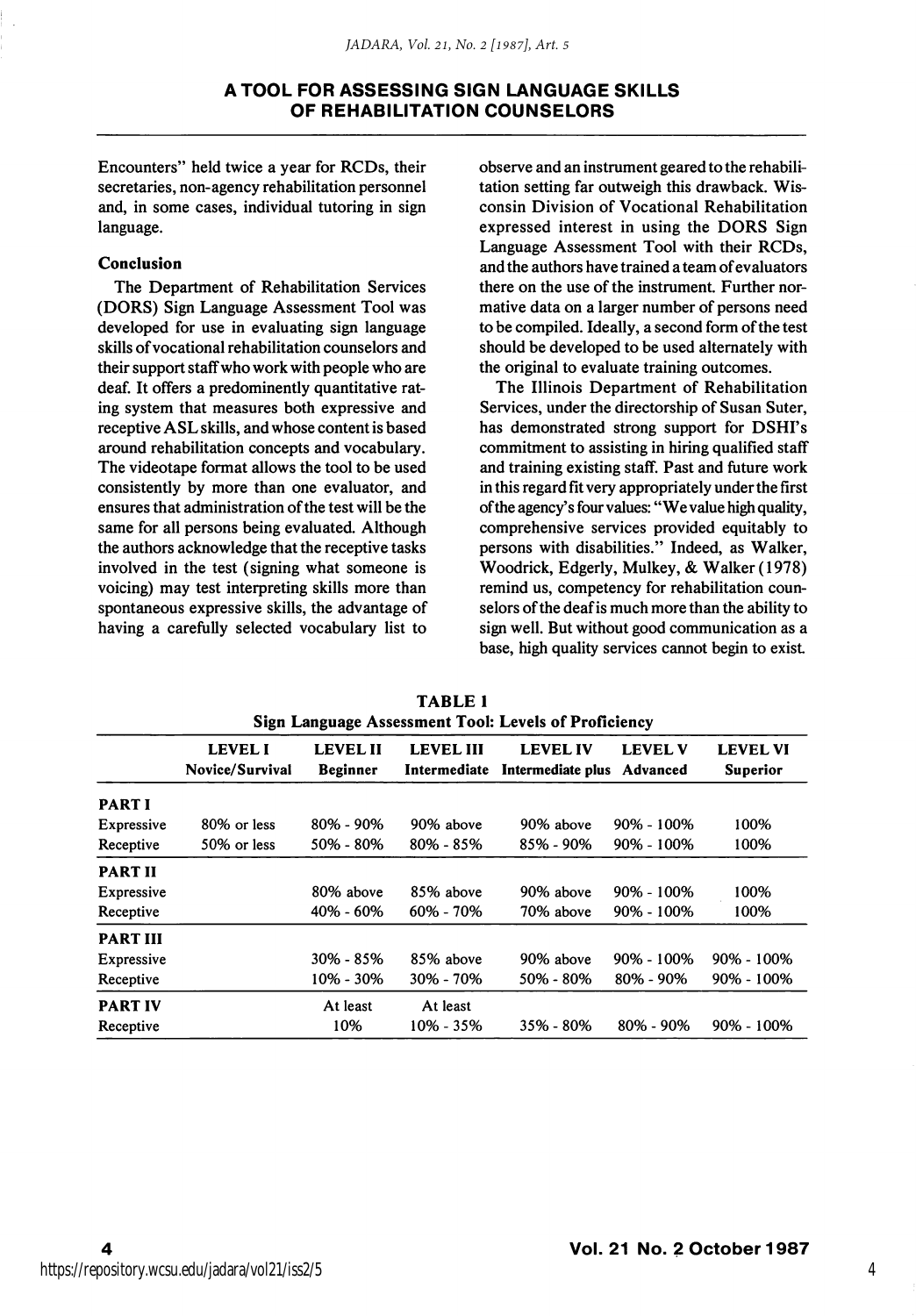Encounters" held twice a year for RCDs, their secretaries, non-agency rehabilitation personnel and, in some cases, individual tutoring in sign language.

### Conclusion

The Department of Rehabilitation Services (DORS) Sign Language Assessment Tool was developed for use in evaluating sign language skills of vocational rehabilitation counselors and their support staff who work with people who are deaf. It offers a predominently quantitative rating system that measures both expressive and receptive ASL skills, and whose content is based around rehabilitation concepts and vocabulary. The videotape format allows the tool to be used consistently by more than one evaluator, and ensures that administration of the test will be the same for all persons being evaluated. Although the authors acknowledge that the receptive tasks involved in the test (signing what someone is voicing) may test interpreting skills more than spontaneous expressive skills, the advantage of having a carefully selected vocabulary list to observe and an instrument geared to the rehabilitation setting far outweigh this drawback. Wisconsin Division of Vocational Rehabilitation expressed interest in using the DORS Sign Language Assessment Tool with their RCDs, and the authors have trained a team of evaluators there on the use of the instrument. Further normative data on a larger number of persons need to be compiled. Ideally, a second form of the test should be developed to be used alternately with the original to evaluate training outcomes.

The Illinois Department of Rehabilitation Services, under the directorship of Susan Suter, has demonstrated strong support for DSHI's commitment to assisting in hiring qualified staff and training existing staff. Past and future work in this regard fit very appropriately under the first of the agency's four values: "We value high quality, comprehensive services provided equitably to persons with disabilities." Indeed, as Walker, Woodrick, Edgerly, Mulkey, & Walker (1978) remind us, competency for rehabilitation counselors of the deaf is much more than the ability to sign well. But without good communication as a base, high quality services cannot begin to exist.

**TABLE 1**
**Sign Language Assessment Tool: Levels of Proficiency**

| | LEVEL I Novice/Survival | LEVEL II Beginner | LEVEL III Intermediate | LEVEL IV Intermediate plus | LEVEL V Advanced | LEVEL VI Superior |
|---|---|---|---|---|---|---|
| **PART I** | | | | | | |
| Expressive | 80% or less | 80% - 90% | 90% above | 90% above | 90% - 100% | 100% |
| Receptive | 50% or less | 50% - 80% | 80% - 85% | 85% - 90% | 90% - 100% | 100% |
| **PART II** | | | | | | |
| Expressive | | 80% above | 85% above | 90% above | 90% - 100% | 100% |
| Receptive | | 40% - 60% | 60% - 70% | 70% above | 90% - 100% | 100% |
| **PART III** | | | | | | |
| Expressive | | 30% - 85% | 85% above | 90% above | 90% - 100% | 90% - 100% |
| Receptive | | 10% - 30% | 30% - 70% | 50% - 80% | 80% - 90% | 90% - 100% |
| **PART IV** | | | | | | |
| Receptive | | At least 10% | At least 10% - 35% | 35% - 80% | 80% - 90% | 90% - 100% |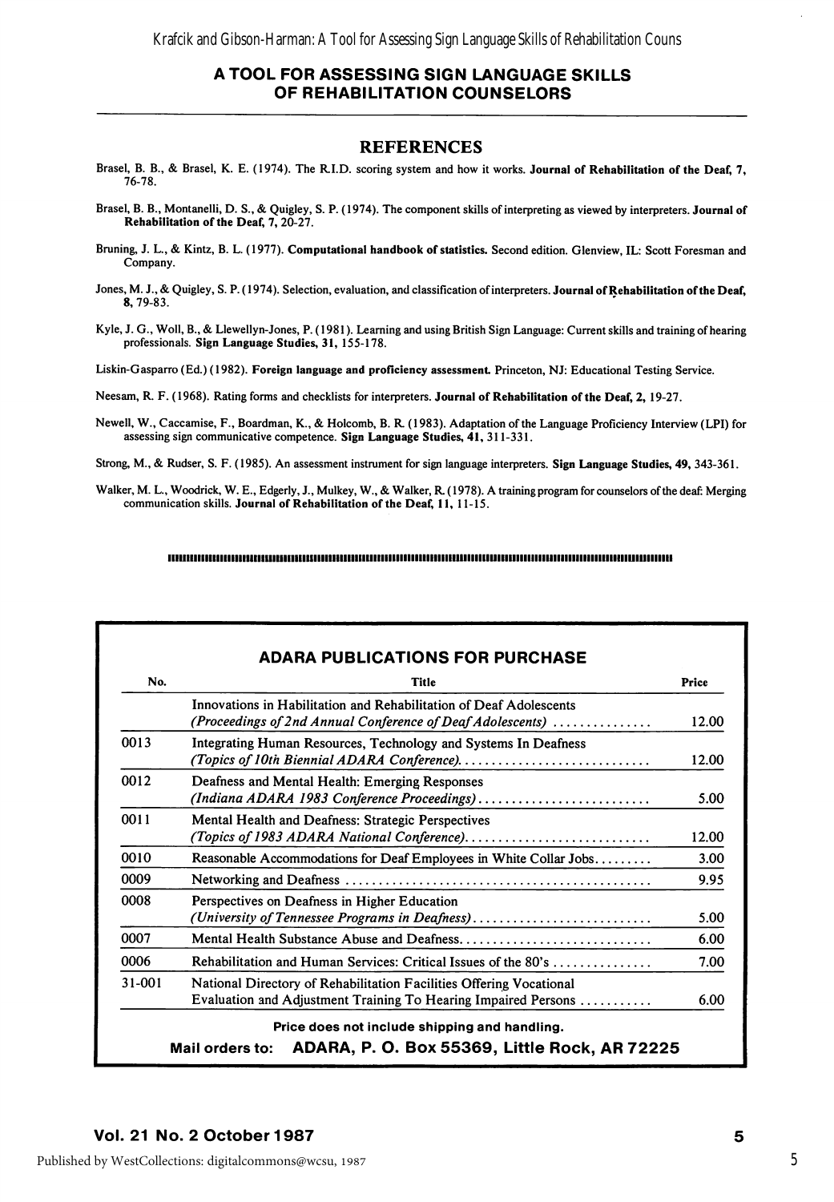# A TOOL FOR ASSESSING SIGN LANGUAGE SKILLS OF REHABILITATION COUNSELORS

## REFERENCES

Brasel, B. B., & Brasel, K. E. (1974). The R.I.D. scoring system and how it works. **Journal of Rehabilitation of the Deaf, 7,** 76-78.

Brasel, B. B., Montanelli, D. S., & Quigley, S. P. (1974). The component skills of interpreting as viewed by interpreters. **Journal of Rehabilitation of the Deaf, 7,** 20-27.

Bruning, J. L., & Kintz, B. L. (1977). **Computational handbook of statistics.** Second edition. Glenview, IL: Scott Foresman and Company.

Jones, M. J., & Quigley, S. P. (1974). Selection, evaluation, and classification of interpreters. **Journal of Rehabilitation of the Deaf, 8,** 79-83.

Kyle, J. G., Woll, B., & Llewellyn-Jones, P. (1981). Learning and using British Sign Language: Current skills and training of hearing professionals. **Sign Language Studies, 31,** 155-178.

Liskin-Gasparro (Ed.) (1982). **Foreign language and proficiency assessment.** Princeton, NJ: Educational Testing Service.

Neesam, R. F. (1968). Rating forms and checklists for interpreters. **Journal of Rehabilitation of the Deaf, 2,** 19-27.

Newell, W., Caccamise, F., Boardman, K., & Holcomb, B. R. (1983). Adaptation of the Language Proficiency Interview (LPI) for assessing sign communicative competence. **Sign Language Studies, 41,** 311-331.

Strong, M., & Rudser, S. F. (1985). An assessment instrument for sign language interpreters. **Sign Language Studies, 49,** 343-361.

Walker, M. L., Woodrick, W. E., Edgerly, J., Mulkey, W., & Walker, R. (1978). A training program for counselors of the deaf: Merging communication skills. **Journal of Rehabilitation of the Deaf, 11,** 11-15.

## ADARA PUBLICATIONS FOR PURCHASE

| No. | Title | Price |
|---|---|---|
| | Innovations in Habilitation and Rehabilitation of Deaf Adolescents *(Proceedings of 2nd Annual Conference of Deaf Adolescents)* | 12.00 |
| 0013 | Integrating Human Resources, Technology and Systems In Deafness *(Topics of 10th Biennial ADARA Conference)* | 12.00 |
| 0012 | Deafness and Mental Health: Emerging Responses *(Indiana ADARA 1983 Conference Proceedings)* | 5.00 |
| 0011 | Mental Health and Deafness: Strategic Perspectives *(Topics of 1983 ADARA National Conference)* | 12.00 |
| 0010 | Reasonable Accommodations for Deaf Employees in White Collar Jobs | 3.00 |
| 0009 | Networking and Deafness | 9.95 |
| 0008 | Perspectives on Deafness in Higher Education *(University of Tennessee Programs in Deafness)* | 5.00 |
| 0007 | Mental Health Substance Abuse and Deafness | 6.00 |
| 0006 | Rehabilitation and Human Services: Critical Issues of the 80's | 7.00 |
| 31-001 | National Directory of Rehabilitation Facilities Offering Vocational Evaluation and Adjustment Training To Hearing Impaired Persons | 6.00 |

**Price does not include shipping and handling.**

**Mail orders to: ADARA, P. O. Box 55369, Little Rock, AR 72225**